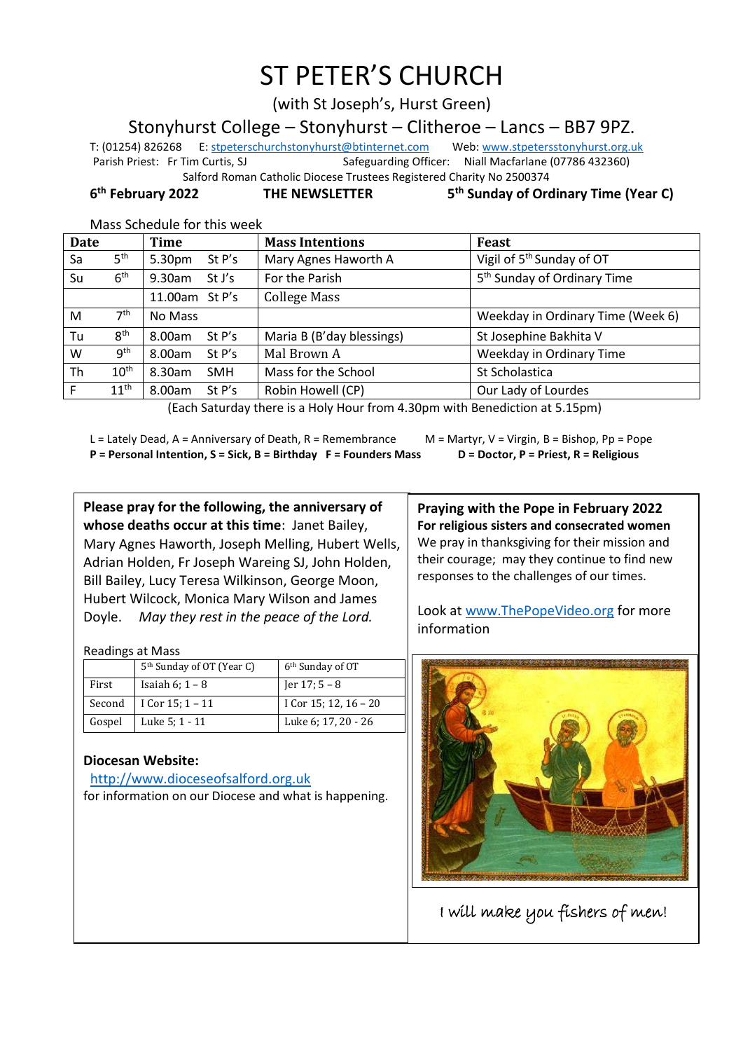# ST PETER'S CHURCH

(with St Joseph's, Hurst Green)

## Stonyhurst College – Stonyhurst – Clitheroe – Lancs – BB7 9PZ.

T: (01254) 826268 E: stpeterschurchstonyhurst@btinternet.com Web: www.stpetersstonyhurst.org.uk
Parish Priest: Fr Tim Curtis, SJ Safeguarding Officer: Niall Macfarlane (07786 432360)
Salford Roman Catholic Diocese Trustees Registered Charity No 2500374

**6th February 2022** **THE NEWSLETTER** **5th Sunday of Ordinary Time (Year C)**

Mass Schedule for this week

| Date | | Time | | Mass Intentions | Feast |
|---|---|---|---|---|---|
| Sa | 5th | 5.30pm | St P's | Mary Agnes Haworth A | Vigil of 5th Sunday of OT |
| Su | 6th | 9.30am | St J's | For the Parish | 5th Sunday of Ordinary Time |
| | | 11.00am | St P's | College Mass | |
| M | 7th | No Mass | | | Weekday in Ordinary Time (Week 6) |
| Tu | 8th | 8.00am | St P's | Maria B (B'day blessings) | St Josephine Bakhita V |
| W | 9th | 8.00am | St P's | Mal Brown A | Weekday in Ordinary Time |
| Th | 10th | 8.30am | SMH | Mass for the School | St Scholastica |
| F | 11th | 8.00am | St P's | Robin Howell (CP) | Our Lady of Lourdes |

(Each Saturday there is a Holy Hour from 4.30pm with Benediction at 5.15pm)

L = Lately Dead, A = Anniversary of Death, R = Remembrance M = Martyr, V = Virgin, B = Bishop, Pp = Pope
**P = Personal Intention, S = Sick, B = Birthday F = Founders Mass D = Doctor, P = Priest, R = Religious**

**Please pray for the following, the anniversary of whose deaths occur at this time**: Janet Bailey, Mary Agnes Haworth, Joseph Melling, Hubert Wells, Adrian Holden, Fr Joseph Wareing SJ, John Holden, Bill Bailey, Lucy Teresa Wilkinson, George Moon, Hubert Wilcock, Monica Mary Wilson and James Doyle. *May they rest in the peace of the Lord.*

Readings at Mass

| | 5th Sunday of OT (Year C) | 6th Sunday of OT |
|---|---|---|
| First | Isaiah 6; 1 – 8 | Jer 17; 5 – 8 |
| Second | I Cor 15; 1 – 11 | I Cor 15; 12, 16 – 20 |
| Gospel | Luke 5; 1 - 11 | Luke 6; 17, 20 - 26 |

**Diocesan Website:**
http://www.dioceseofsalford.org.uk
for information on our Diocese and what is happening.

**Praying with the Pope in February 2022**
**For religious sisters and consecrated women**
We pray in thanksgiving for their mission and their courage; may they continue to find new responses to the challenges of our times.

Look at www.ThePopeVideo.org for more information

I will make you fishers of men!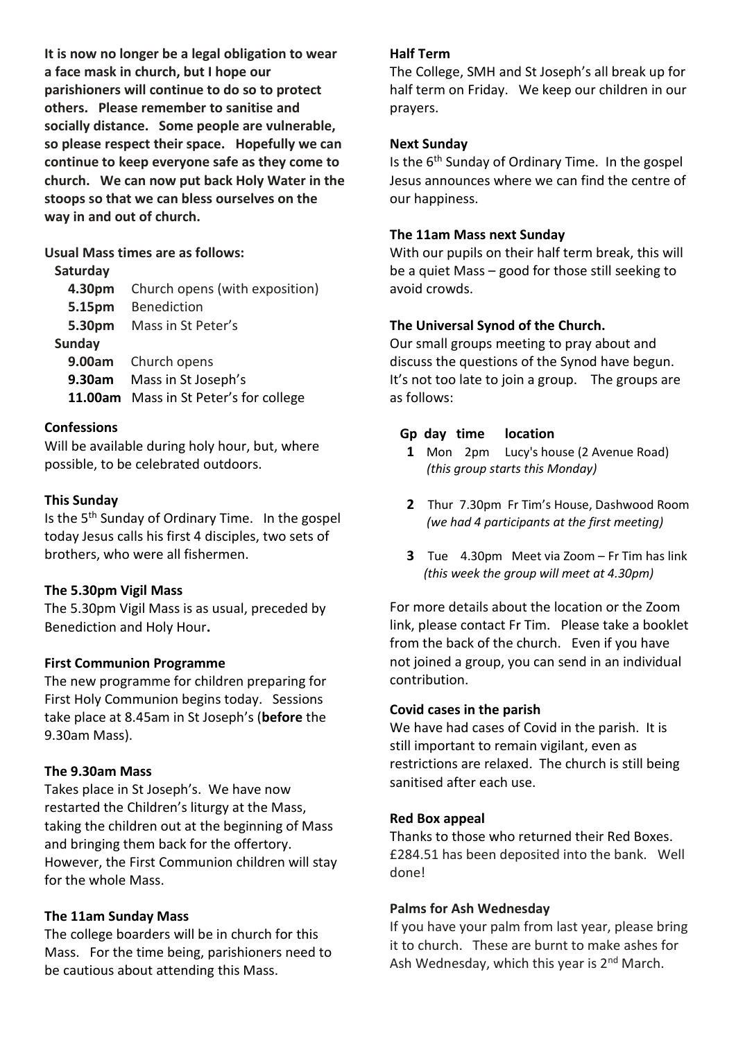**It is now no longer be a legal obligation to wear a face mask in church, but I hope our parishioners will continue to do so to protect others. Please remember to sanitise and socially distance. Some people are vulnerable, so please respect their space. Hopefully we can continue to keep everyone safe as they come to church. We can now put back Holy Water in the stoops so that we can bless ourselves on the way in and out of church.**

**Usual Mass times are as follows:**

**Saturday**

| | |
|---|---|
| **4.30pm** | Church opens (with exposition) |
| **5.15pm** | Benediction |
| **5.30pm** | Mass in St Peter's |

**Sunday**

| | |
|---|---|
| **9.00am** | Church opens |
| **9.30am** | Mass in St Joseph's |
| **11.00am** | Mass in St Peter's for college |

**Confessions**

Will be available during holy hour, but, where possible, to be celebrated outdoors.

**This Sunday**

Is the 5th Sunday of Ordinary Time. In the gospel today Jesus calls his first 4 disciples, two sets of brothers, who were all fishermen.

**The 5.30pm Vigil Mass**

The 5.30pm Vigil Mass is as usual, preceded by Benediction and Holy Hour**.**

**First Communion Programme**

The new programme for children preparing for First Holy Communion begins today. Sessions take place at 8.45am in St Joseph's (**before** the 9.30am Mass).

**The 9.30am Mass**

Takes place in St Joseph's. We have now restarted the Children's liturgy at the Mass, taking the children out at the beginning of Mass and bringing them back for the offertory. However, the First Communion children will stay for the whole Mass.

**The 11am Sunday Mass**

The college boarders will be in church for this Mass. For the time being, parishioners need to be cautious about attending this Mass.

**Half Term**

The College, SMH and St Joseph's all break up for half term on Friday. We keep our children in our prayers.

**Next Sunday**

Is the 6th Sunday of Ordinary Time. In the gospel Jesus announces where we can find the centre of our happiness.

**The 11am Mass next Sunday**

With our pupils on their half term break, this will be a quiet Mass – good for those still seeking to avoid crowds.

**The Universal Synod of the Church.**

Our small groups meeting to pray about and discuss the questions of the Synod have begun. It's not too late to join a group. The groups are as follows:

| Gp | day | time | location |
|---|---|---|---|
| **1** | Mon | 2pm | Lucy's house (2 Avenue Road) *(this group starts this Monday)* |
| **2** | Thur | 7.30pm | Fr Tim's House, Dashwood Room *(we had 4 participants at the first meeting)* |
| **3** | Tue | 4.30pm | Meet via Zoom – Fr Tim has link *(this week the group will meet at 4.30pm)* |

For more details about the location or the Zoom link, please contact Fr Tim. Please take a booklet from the back of the church. Even if you have not joined a group, you can send in an individual contribution.

**Covid cases in the parish**

We have had cases of Covid in the parish. It is still important to remain vigilant, even as restrictions are relaxed. The church is still being sanitised after each use.

**Red Box appeal**

Thanks to those who returned their Red Boxes. £284.51 has been deposited into the bank. Well done!

**Palms for Ash Wednesday**

If you have your palm from last year, please bring it to church. These are burnt to make ashes for Ash Wednesday, which this year is 2nd March.